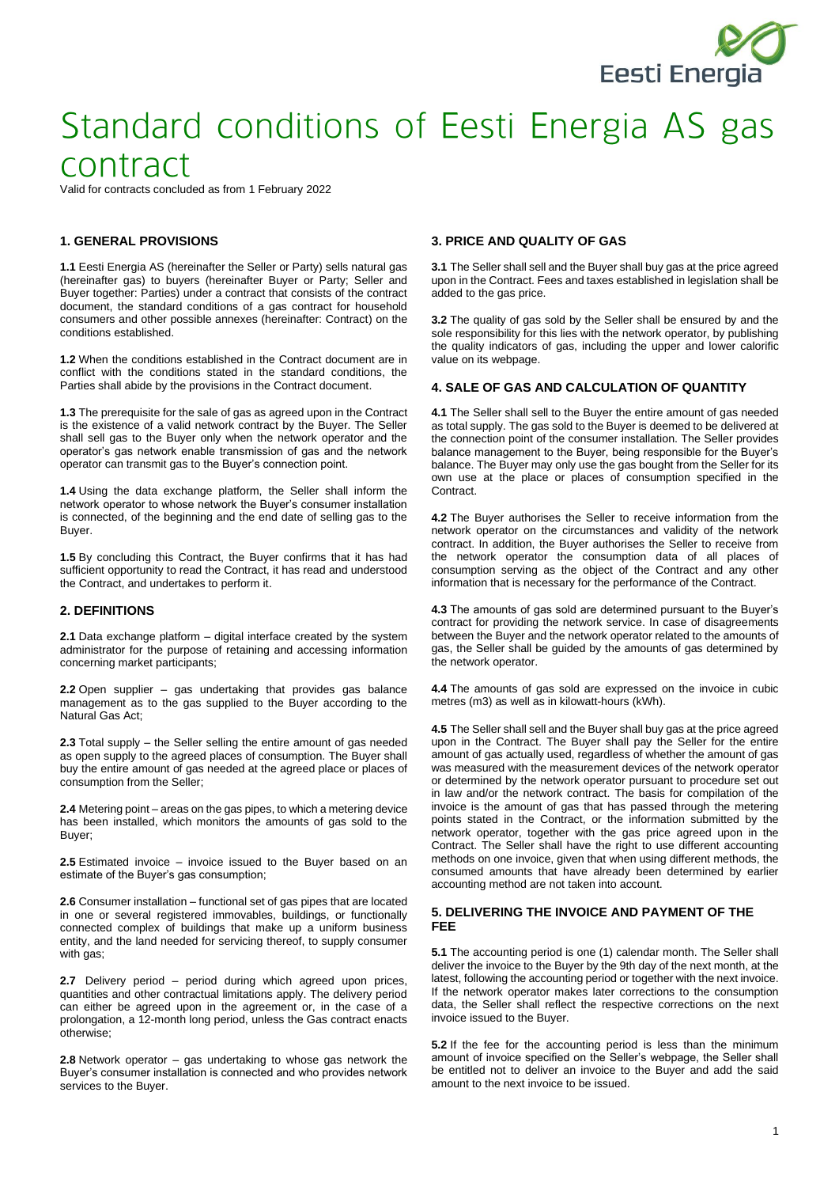# Standard conditions of Eesti Energia AS gas contract

Valid for contracts concluded as from 1 February 2022

## 1. GENERAL PROVISIONS

**1.1** Eesti Energia AS (hereinafter the Seller or Party) sells natural gas (hereinafter gas) to buyers (hereinafter Buyer or Party; Seller and Buyer together: Parties) under a contract that consists of the contract document, the standard conditions of a gas contract for household consumers and other possible annexes (hereinafter: Contract) on the conditions established.

**1.2** When the conditions established in the Contract document are in conflict with the conditions stated in the standard conditions, the Parties shall abide by the provisions in the Contract document.

**1.3** The prerequisite for the sale of gas as agreed upon in the Contract is the existence of a valid network contract by the Buyer. The Seller shall sell gas to the Buyer only when the network operator and the operator's gas network enable transmission of gas and the network operator can transmit gas to the Buyer's connection point.

**1.4** Using the data exchange platform, the Seller shall inform the network operator to whose network the Buyer's consumer installation is connected, of the beginning and the end date of selling gas to the Buyer.

**1.5** By concluding this Contract, the Buyer confirms that it has had sufficient opportunity to read the Contract, it has read and understood the Contract, and undertakes to perform it.

## 2. DEFINITIONS

**2.1** Data exchange platform – digital interface created by the system administrator for the purpose of retaining and accessing information concerning market participants;

**2.2** Open supplier – gas undertaking that provides gas balance management as to the gas supplied to the Buyer according to the Natural Gas Act;

**2.3** Total supply – the Seller selling the entire amount of gas needed as open supply to the agreed places of consumption. The Buyer shall buy the entire amount of gas needed at the agreed place or places of consumption from the Seller;

**2.4** Metering point – areas on the gas pipes, to which a metering device has been installed, which monitors the amounts of gas sold to the Buyer;

**2.5** Estimated invoice – invoice issued to the Buyer based on an estimate of the Buyer's gas consumption;

**2.6** Consumer installation – functional set of gas pipes that are located in one or several registered immovables, buildings, or functionally connected complex of buildings that make up a uniform business entity, and the land needed for servicing thereof, to supply consumer with gas;

**2.7** Delivery period – period during which agreed upon prices, quantities and other contractual limitations apply. The delivery period can either be agreed upon in the agreement or, in the case of a prolongation, a 12-month long period, unless the Gas contract enacts otherwise;

**2.8** Network operator – gas undertaking to whose gas network the Buyer's consumer installation is connected and who provides network services to the Buyer.

## 3. PRICE AND QUALITY OF GAS

**3.1** The Seller shall sell and the Buyer shall buy gas at the price agreed upon in the Contract. Fees and taxes established in legislation shall be added to the gas price.

**3.2** The quality of gas sold by the Seller shall be ensured by and the sole responsibility for this lies with the network operator, by publishing the quality indicators of gas, including the upper and lower calorific value on its webpage.

## 4. SALE OF GAS AND CALCULATION OF QUANTITY

**4.1** The Seller shall sell to the Buyer the entire amount of gas needed as total supply. The gas sold to the Buyer is deemed to be delivered at the connection point of the consumer installation. The Seller provides balance management to the Buyer, being responsible for the Buyer's balance. The Buyer may only use the gas bought from the Seller for its own use at the place or places of consumption specified in the Contract.

**4.2** The Buyer authorises the Seller to receive information from the network operator on the circumstances and validity of the network contract. In addition, the Buyer authorises the Seller to receive from the network operator the consumption data of all places of consumption serving as the object of the Contract and any other information that is necessary for the performance of the Contract.

**4.3** The amounts of gas sold are determined pursuant to the Buyer's contract for providing the network service. In case of disagreements between the Buyer and the network operator related to the amounts of gas, the Seller shall be guided by the amounts of gas determined by the network operator.

**4.4** The amounts of gas sold are expressed on the invoice in cubic metres ($m^3$) as well as in kilowatt-hours (kWh).

**4.5** The Seller shall sell and the Buyer shall buy gas at the price agreed upon in the Contract. The Buyer shall pay the Seller for the entire amount of gas actually used, regardless of whether the amount of gas was measured with the measurement devices of the network operator or determined by the network operator pursuant to procedure set out in law and/or the network contract. The basis for compilation of the invoice is the amount of gas that has passed through the metering points stated in the Contract, or the information submitted by the network operator, together with the gas price agreed upon in the Contract. The Seller shall have the right to use different accounting methods on one invoice, given that when using different methods, the consumed amounts that have already been determined by earlier accounting method are not taken into account.

## 5. DELIVERING THE INVOICE AND PAYMENT OF THE FEE

**5.1** The accounting period is one (1) calendar month. The Seller shall deliver the invoice to the Buyer by the 9th day of the next month, at the latest, following the accounting period or together with the next invoice. If the network operator makes later corrections to the consumption data, the Seller shall reflect the respective corrections on the next invoice issued to the Buyer.

**5.2** If the fee for the accounting period is less than the minimum amount of invoice specified on the Seller's webpage, the Seller shall be entitled not to deliver an invoice to the Buyer and add the said amount to the next invoice to be issued.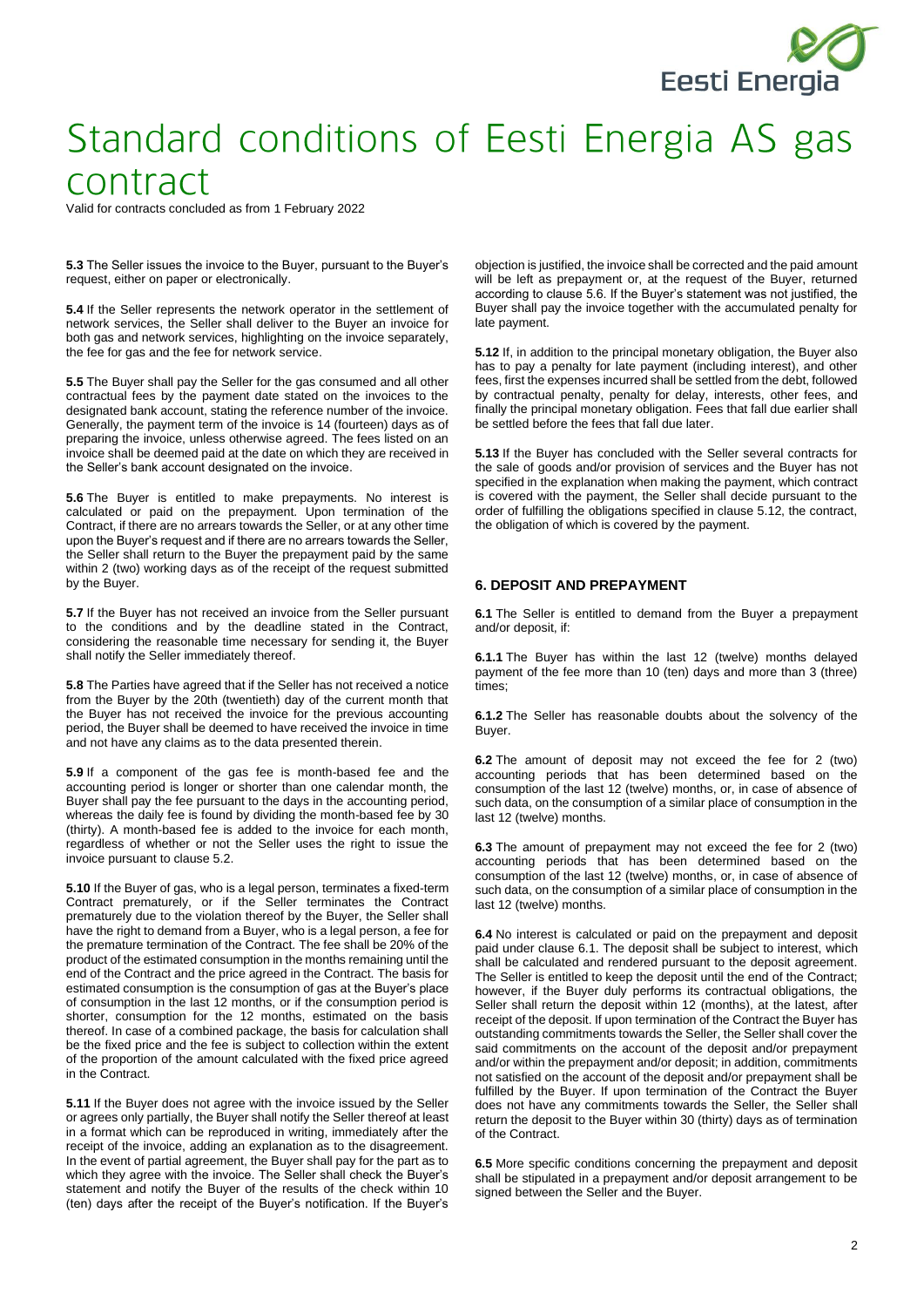**5.3** The Seller issues the invoice to the Buyer, pursuant to the Buyer's request, either on paper or electronically.

**5.4** If the Seller represents the network operator in the settlement of network services, the Seller shall deliver to the Buyer an invoice for both gas and network services, highlighting on the invoice separately, the fee for gas and the fee for network service.

**5.5** The Buyer shall pay the Seller for the gas consumed and all other contractual fees by the payment date stated on the invoices to the designated bank account, stating the reference number of the invoice. Generally, the payment term of the invoice is 14 (fourteen) days as of preparing the invoice, unless otherwise agreed. The fees listed on an invoice shall be deemed paid at the date on which they are received in the Seller's bank account designated on the invoice.

**5.6** The Buyer is entitled to make prepayments. No interest is calculated or paid on the prepayment. Upon termination of the Contract, if there are no arrears towards the Seller, or at any other time upon the Buyer's request and if there are no arrears towards the Seller, the Seller shall return to the Buyer the prepayment paid by the same within 2 (two) working days as of the receipt of the request submitted by the Buyer.

**5.7** If the Buyer has not received an invoice from the Seller pursuant to the conditions and by the deadline stated in the Contract, considering the reasonable time necessary for sending it, the Buyer shall notify the Seller immediately thereof.

**5.8** The Parties have agreed that if the Seller has not received a notice from the Buyer by the 20th (twentieth) day of the current month that the Buyer has not received the invoice for the previous accounting period, the Buyer shall be deemed to have received the invoice in time and not have any claims as to the data presented therein.

**5.9** If a component of the gas fee is month-based fee and the accounting period is longer or shorter than one calendar month, the Buyer shall pay the fee pursuant to the days in the accounting period, whereas the daily fee is found by dividing the month-based fee by 30 (thirty). A month-based fee is added to the invoice for each month, regardless of whether or not the Seller uses the right to issue the invoice pursuant to clause 5.2.

**5.10** If the Buyer of gas, who is a legal person, terminates a fixed-term Contract prematurely, or if the Seller terminates the Contract prematurely due to the violation thereof by the Buyer, the Seller shall have the right to demand from a Buyer, who is a legal person, a fee for the premature termination of the Contract. The fee shall be 20% of the product of the estimated consumption in the months remaining until the end of the Contract and the price agreed in the Contract. The basis for estimated consumption is the consumption of gas at the Buyer's place of consumption in the last 12 months, or if the consumption period is shorter, consumption for the 12 months, estimated on the basis thereof. In case of a combined package, the basis for calculation shall be the fixed price and the fee is subject to collection within the extent of the proportion of the amount calculated with the fixed price agreed in the Contract.

**5.11** If the Buyer does not agree with the invoice issued by the Seller or agrees only partially, the Buyer shall notify the Seller thereof at least in a format which can be reproduced in writing, immediately after the receipt of the invoice, adding an explanation as to the disagreement. In the event of partial agreement, the Buyer shall pay for the part as to which they agree with the invoice. The Seller shall check the Buyer's statement and notify the Buyer of the results of the check within 10 (ten) days after the receipt of the Buyer's notification. If the Buyer's objection is justified, the invoice shall be corrected and the paid amount will be left as prepayment or, at the request of the Buyer, returned according to clause 5.6. If the Buyer's statement was not justified, the Buyer shall pay the invoice together with the accumulated penalty for late payment.

**5.12** If, in addition to the principal monetary obligation, the Buyer also has to pay a penalty for late payment (including interest), and other fees, first the expenses incurred shall be settled from the debt, followed by contractual penalty, penalty for delay, interests, other fees, and finally the principal monetary obligation. Fees that fall due earlier shall be settled before the fees that fall due later.

**5.13** If the Buyer has concluded with the Seller several contracts for the sale of goods and/or provision of services and the Buyer has not specified in the explanation when making the payment, which contract is covered with the payment, the Seller shall decide pursuant to the order of fulfilling the obligations specified in clause 5.12, the contract, the obligation of which is covered by the payment.

## 6. DEPOSIT AND PREPAYMENT

**6.1** The Seller is entitled to demand from the Buyer a prepayment and/or deposit, if:

**6.1.1** The Buyer has within the last 12 (twelve) months delayed payment of the fee more than 10 (ten) days and more than 3 (three) times;

**6.1.2** The Seller has reasonable doubts about the solvency of the Buyer.

**6.2** The amount of deposit may not exceed the fee for 2 (two) accounting periods that has been determined based on the consumption of the last 12 (twelve) months, or, in case of absence of such data, on the consumption of a similar place of consumption in the last 12 (twelve) months.

**6.3** The amount of prepayment may not exceed the fee for 2 (two) accounting periods that has been determined based on the consumption of the last 12 (twelve) months, or, in case of absence of such data, on the consumption of a similar place of consumption in the last 12 (twelve) months.

**6.4** No interest is calculated or paid on the prepayment and deposit paid under clause 6.1. The deposit shall be subject to interest, which shall be calculated and rendered pursuant to the deposit agreement. The Seller is entitled to keep the deposit until the end of the Contract; however, if the Buyer duly performs its contractual obligations, the Seller shall return the deposit within 12 (months), at the latest, after receipt of the deposit. If upon termination of the Contract the Buyer has outstanding commitments towards the Seller, the Seller shall cover the said commitments on the account of the deposit and/or prepayment and/or within the prepayment and/or deposit; in addition, commitments not satisfied on the account of the deposit and/or prepayment shall be fulfilled by the Buyer. If upon termination of the Contract the Buyer does not have any commitments towards the Seller, the Seller shall return the deposit to the Buyer within 30 (thirty) days as of termination of the Contract.

**6.5** More specific conditions concerning the prepayment and deposit shall be stipulated in a prepayment and/or deposit arrangement to be signed between the Seller and the Buyer.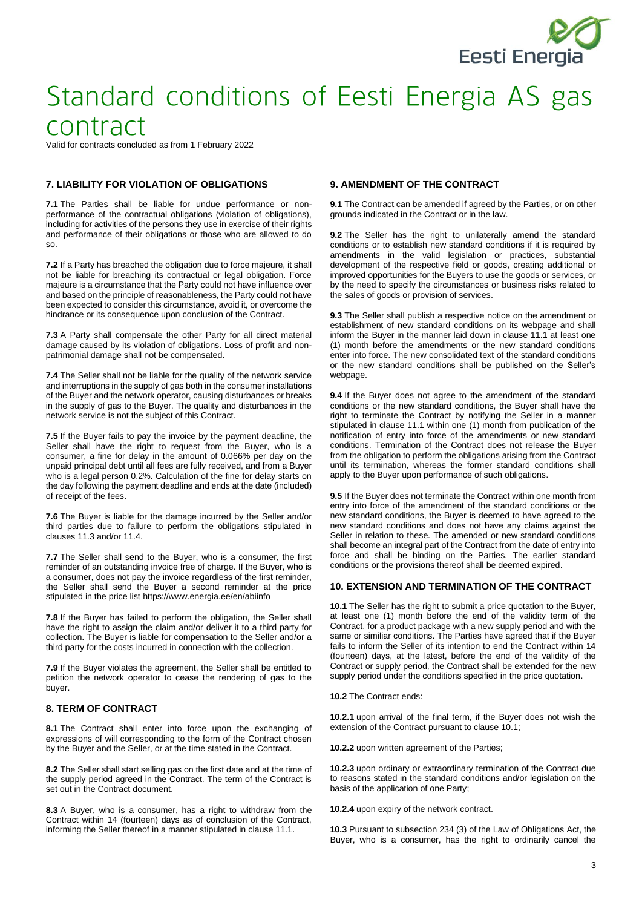# Standard conditions of Eesti Energia AS gas contract

Valid for contracts concluded as from 1 February 2022

## 7. LIABILITY FOR VIOLATION OF OBLIGATIONS

**7.1** The Parties shall be liable for undue performance or non-performance of the contractual obligations (violation of obligations), including for activities of the persons they use in exercise of their rights and performance of their obligations or those who are allowed to do so.

**7.2** If a Party has breached the obligation due to force majeure, it shall not be liable for breaching its contractual or legal obligation. Force majeure is a circumstance that the Party could not have influence over and based on the principle of reasonableness, the Party could not have been expected to consider this circumstance, avoid it, or overcome the hindrance or its consequence upon conclusion of the Contract.

**7.3** A Party shall compensate the other Party for all direct material damage caused by its violation of obligations. Loss of profit and non-patrimonial damage shall not be compensated.

**7.4** The Seller shall not be liable for the quality of the network service and interruptions in the supply of gas both in the consumer installations of the Buyer and the network operator, causing disturbances or breaks in the supply of gas to the Buyer. The quality and disturbances in the network service is not the subject of this Contract.

**7.5** If the Buyer fails to pay the invoice by the payment deadline, the Seller shall have the right to request from the Buyer, who is a consumer, a fine for delay in the amount of 0.066% per day on the unpaid principal debt until all fees are fully received, and from a Buyer who is a legal person 0.2%. Calculation of the fine for delay starts on the day following the payment deadline and ends at the date (included) of receipt of the fees.

**7.6** The Buyer is liable for the damage incurred by the Seller and/or third parties due to failure to perform the obligations stipulated in clauses 11.3 and/or 11.4.

**7.7** The Seller shall send to the Buyer, who is a consumer, the first reminder of an outstanding invoice free of charge. If the Buyer, who is a consumer, does not pay the invoice regardless of the first reminder, the Seller shall send the Buyer a second reminder at the price stipulated in the price list https://www.energia.ee/en/abiinfo

**7.8** If the Buyer has failed to perform the obligation, the Seller shall have the right to assign the claim and/or deliver it to a third party for collection. The Buyer is liable for compensation to the Seller and/or a third party for the costs incurred in connection with the collection.

**7.9** If the Buyer violates the agreement, the Seller shall be entitled to petition the network operator to cease the rendering of gas to the buyer.

## 8. TERM OF CONTRACT

**8.1** The Contract shall enter into force upon the exchanging of expressions of will corresponding to the form of the Contract chosen by the Buyer and the Seller, or at the time stated in the Contract.

**8.2** The Seller shall start selling gas on the first date and at the time of the supply period agreed in the Contract. The term of the Contract is set out in the Contract document.

**8.3** A Buyer, who is a consumer, has a right to withdraw from the Contract within 14 (fourteen) days as of conclusion of the Contract, informing the Seller thereof in a manner stipulated in clause 11.1.

## 9. AMENDMENT OF THE CONTRACT

**9.1** The Contract can be amended if agreed by the Parties, or on other grounds indicated in the Contract or in the law.

**9.2** The Seller has the right to unilaterally amend the standard conditions or to establish new standard conditions if it is required by amendments in the valid legislation or practices, substantial development of the respective field or goods, creating additional or improved opportunities for the Buyers to use the goods or services, or by the need to specify the circumstances or business risks related to the sales of goods or provision of services.

**9.3** The Seller shall publish a respective notice on the amendment or establishment of new standard conditions on its webpage and shall inform the Buyer in the manner laid down in clause 11.1 at least one (1) month before the amendments or the new standard conditions enter into force. The new consolidated text of the standard conditions or the new standard conditions shall be published on the Seller's webpage.

**9.4** If the Buyer does not agree to the amendment of the standard conditions or the new standard conditions, the Buyer shall have the right to terminate the Contract by notifying the Seller in a manner stipulated in clause 11.1 within one (1) month from publication of the notification of entry into force of the amendments or new standard conditions. Termination of the Contract does not release the Buyer from the obligation to perform the obligations arising from the Contract until its termination, whereas the former standard conditions shall apply to the Buyer upon performance of such obligations.

**9.5** If the Buyer does not terminate the Contract within one month from entry into force of the amendment of the standard conditions or the new standard conditions, the Buyer is deemed to have agreed to the new standard conditions and does not have any claims against the Seller in relation to these. The amended or new standard conditions shall become an integral part of the Contract from the date of entry into force and shall be binding on the Parties. The earlier standard conditions or the provisions thereof shall be deemed expired.

## 10. EXTENSION AND TERMINATION OF THE CONTRACT

**10.1** The Seller has the right to submit a price quotation to the Buyer, at least one (1) month before the end of the validity term of the Contract, for a product package with a new supply period and with the same or similiar conditions. The Parties have agreed that if the Buyer fails to inform the Seller of its intention to end the Contract within 14 (fourteen) days, at the latest, before the end of the validity of the Contract or supply period, the Contract shall be extended for the new supply period under the conditions specified in the price quotation.

**10.2** The Contract ends:

**10.2.1** upon arrival of the final term, if the Buyer does not wish the extension of the Contract pursuant to clause 10.1;

**10.2.2** upon written agreement of the Parties;

**10.2.3** upon ordinary or extraordinary termination of the Contract due to reasons stated in the standard conditions and/or legislation on the basis of the application of one Party;

**10.2.4** upon expiry of the network contract.

**10.3** Pursuant to subsection 234 (3) of the Law of Obligations Act, the Buyer, who is a consumer, has the right to ordinarily cancel the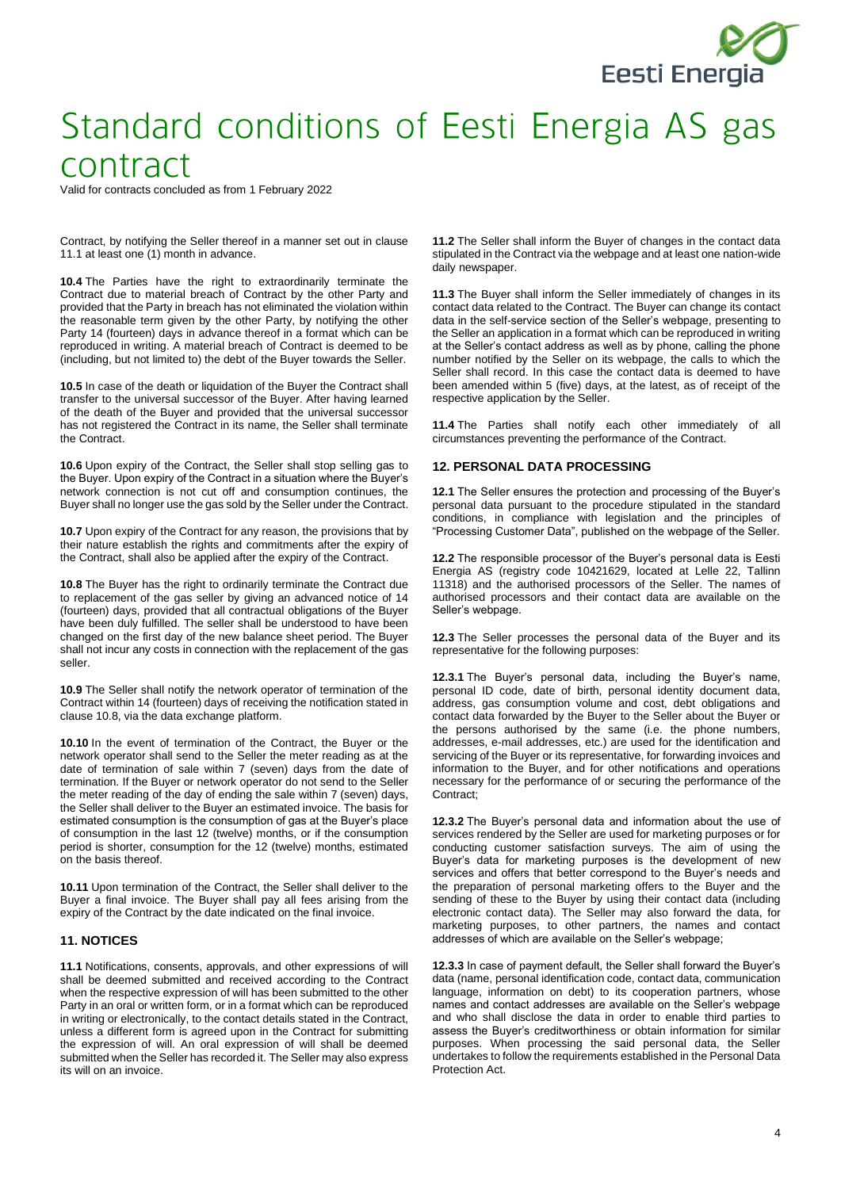# Standard conditions of Eesti Energia AS gas contract

Valid for contracts concluded as from 1 February 2022

Contract, by notifying the Seller thereof in a manner set out in clause 11.1 at least one (1) month in advance.

**10.4** The Parties have the right to extraordinarily terminate the Contract due to material breach of Contract by the other Party and provided that the Party in breach has not eliminated the violation within the reasonable term given by the other Party, by notifying the other Party 14 (fourteen) days in advance thereof in a format which can be reproduced in writing. A material breach of Contract is deemed to be (including, but not limited to) the debt of the Buyer towards the Seller.

**10.5** In case of the death or liquidation of the Buyer the Contract shall transfer to the universal successor of the Buyer. After having learned of the death of the Buyer and provided that the universal successor has not registered the Contract in its name, the Seller shall terminate the Contract.

**10.6** Upon expiry of the Contract, the Seller shall stop selling gas to the Buyer. Upon expiry of the Contract in a situation where the Buyer's network connection is not cut off and consumption continues, the Buyer shall no longer use the gas sold by the Seller under the Contract.

**10.7** Upon expiry of the Contract for any reason, the provisions that by their nature establish the rights and commitments after the expiry of the Contract, shall also be applied after the expiry of the Contract.

**10.8** The Buyer has the right to ordinarily terminate the Contract due to replacement of the gas seller by giving an advanced notice of 14 (fourteen) days, provided that all contractual obligations of the Buyer have been duly fulfilled. The seller shall be understood to have been changed on the first day of the new balance sheet period. The Buyer shall not incur any costs in connection with the replacement of the gas seller.

**10.9** The Seller shall notify the network operator of termination of the Contract within 14 (fourteen) days of receiving the notification stated in clause 10.8, via the data exchange platform.

**10.10** In the event of termination of the Contract, the Buyer or the network operator shall send to the Seller the meter reading as at the date of termination of sale within 7 (seven) days from the date of termination. If the Buyer or network operator do not send to the Seller the meter reading of the day of ending the sale within 7 (seven) days, the Seller shall deliver to the Buyer an estimated invoice. The basis for estimated consumption is the consumption of gas at the Buyer's place of consumption in the last 12 (twelve) months, or if the consumption period is shorter, consumption for the 12 (twelve) months, estimated on the basis thereof.

**10.11** Upon termination of the Contract, the Seller shall deliver to the Buyer a final invoice. The Buyer shall pay all fees arising from the expiry of the Contract by the date indicated on the final invoice.

## 11. NOTICES

**11.1** Notifications, consents, approvals, and other expressions of will shall be deemed submitted and received according to the Contract when the respective expression of will has been submitted to the other Party in an oral or written form, or in a format which can be reproduced in writing or electronically, to the contact details stated in the Contract, unless a different form is agreed upon in the Contract for submitting the expression of will. An oral expression of will shall be deemed submitted when the Seller has recorded it. The Seller may also express its will on an invoice.

**11.2** The Seller shall inform the Buyer of changes in the contact data stipulated in the Contract via the webpage and at least one nation-wide daily newspaper.

**11.3** The Buyer shall inform the Seller immediately of changes in its contact data related to the Contract. The Buyer can change its contact data in the self-service section of the Seller's webpage, presenting to the Seller an application in a format which can be reproduced in writing at the Seller's contact address as well as by phone, calling the phone number notified by the Seller on its webpage, the calls to which the Seller shall record. In this case the contact data is deemed to have been amended within 5 (five) days, at the latest, as of receipt of the respective application by the Seller.

**11.4** The Parties shall notify each other immediately of all circumstances preventing the performance of the Contract.

## 12. PERSONAL DATA PROCESSING

**12.1** The Seller ensures the protection and processing of the Buyer's personal data pursuant to the procedure stipulated in the standard conditions, in compliance with legislation and the principles of "Processing Customer Data", published on the webpage of the Seller.

**12.2** The responsible processor of the Buyer's personal data is Eesti Energia AS (registry code 10421629, located at Lelle 22, Tallinn 11318) and the authorised processors of the Seller. The names of authorised processors and their contact data are available on the Seller's webpage.

**12.3** The Seller processes the personal data of the Buyer and its representative for the following purposes:

**12.3.1** The Buyer's personal data, including the Buyer's name, personal ID code, date of birth, personal identity document data, address, gas consumption volume and cost, debt obligations and contact data forwarded by the Buyer to the Seller about the Buyer or the persons authorised by the same (i.e. the phone numbers, addresses, e-mail addresses, etc.) are used for the identification and servicing of the Buyer or its representative, for forwarding invoices and information to the Buyer, and for other notifications and operations necessary for the performance of or securing the performance of the Contract;

**12.3.2** The Buyer's personal data and information about the use of services rendered by the Seller are used for marketing purposes or for conducting customer satisfaction surveys. The aim of using the Buyer's data for marketing purposes is the development of new services and offers that better correspond to the Buyer's needs and the preparation of personal marketing offers to the Buyer and the sending of these to the Buyer by using their contact data (including electronic contact data). The Seller may also forward the data, for marketing purposes, to other partners, the names and contact addresses of which are available on the Seller's webpage;

**12.3.3** In case of payment default, the Seller shall forward the Buyer's data (name, personal identification code, contact data, communication language, information on debt) to its cooperation partners, whose names and contact addresses are available on the Seller's webpage and who shall disclose the data in order to enable third parties to assess the Buyer's creditworthiness or obtain information for similar purposes. When processing the said personal data, the Seller undertakes to follow the requirements established in the Personal Data Protection Act.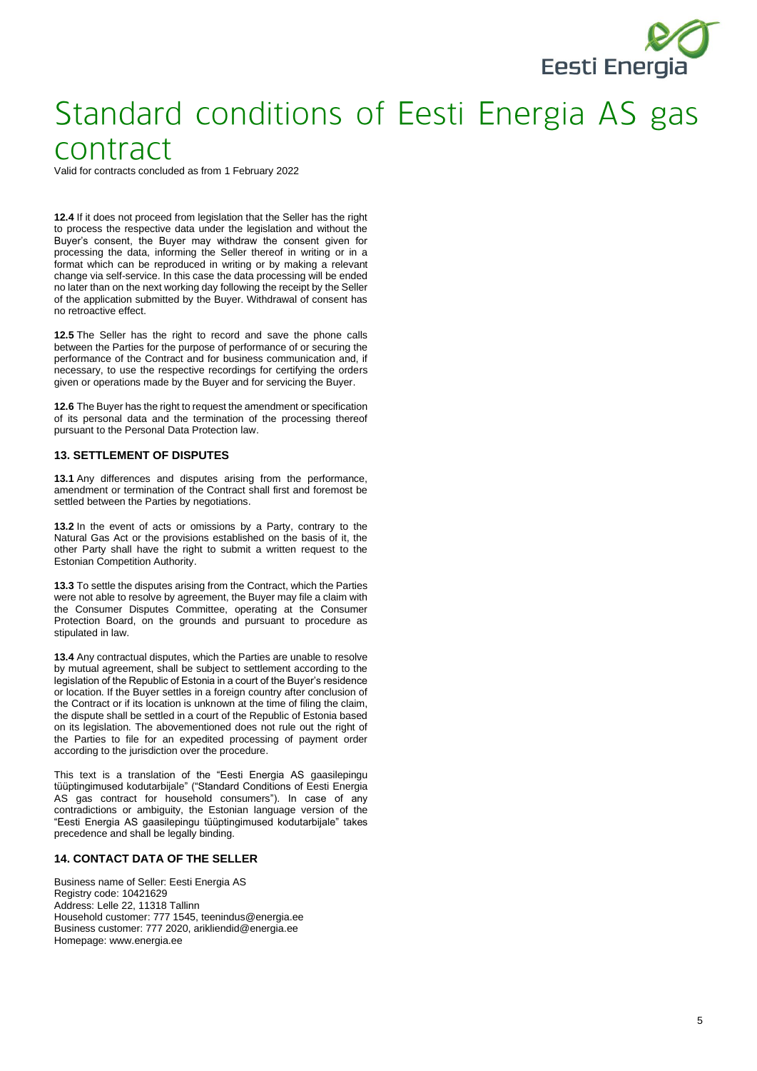# Standard conditions of Eesti Energia AS gas contract

Valid for contracts concluded as from 1 February 2022

**12.4** If it does not proceed from legislation that the Seller has the right to process the respective data under the legislation and without the Buyer's consent, the Buyer may withdraw the consent given for processing the data, informing the Seller thereof in writing or in a format which can be reproduced in writing or by making a relevant change via self-service. In this case the data processing will be ended no later than on the next working day following the receipt by the Seller of the application submitted by the Buyer. Withdrawal of consent has no retroactive effect.

**12.5** The Seller has the right to record and save the phone calls between the Parties for the purpose of performance of or securing the performance of the Contract and for business communication and, if necessary, to use the respective recordings for certifying the orders given or operations made by the Buyer and for servicing the Buyer.

**12.6** The Buyer has the right to request the amendment or specification of its personal data and the termination of the processing thereof pursuant to the Personal Data Protection law.

### 13. SETTLEMENT OF DISPUTES

**13.1** Any differences and disputes arising from the performance, amendment or termination of the Contract shall first and foremost be settled between the Parties by negotiations.

**13.2** In the event of acts or omissions by a Party, contrary to the Natural Gas Act or the provisions established on the basis of it, the other Party shall have the right to submit a written request to the Estonian Competition Authority.

**13.3** To settle the disputes arising from the Contract, which the Parties were not able to resolve by agreement, the Buyer may file a claim with the Consumer Disputes Committee, operating at the Consumer Protection Board, on the grounds and pursuant to procedure as stipulated in law.

**13.4** Any contractual disputes, which the Parties are unable to resolve by mutual agreement, shall be subject to settlement according to the legislation of the Republic of Estonia in a court of the Buyer's residence or location. If the Buyer settles in a foreign country after conclusion of the Contract or if its location is unknown at the time of filing the claim, the dispute shall be settled in a court of the Republic of Estonia based on its legislation. The abovementioned does not rule out the right of the Parties to file for an expedited processing of payment order according to the jurisdiction over the procedure.

This text is a translation of the "Eesti Energia AS gaasilepingu tüüptingimused kodutarbijale" ("Standard Conditions of Eesti Energia AS gas contract for household consumers"). In case of any contradictions or ambiguity, the Estonian language version of the "Eesti Energia AS gaasilepingu tüüptingimused kodutarbijale" takes precedence and shall be legally binding.

### 14. CONTACT DATA OF THE SELLER

Business name of Seller: Eesti Energia AS
Registry code: 10421629
Address: Lelle 22, 11318 Tallinn
Household customer: 777 1545, teenindus@energia.ee
Business customer: 777 2020, arikliendid@energia.ee
Homepage: www.energia.ee